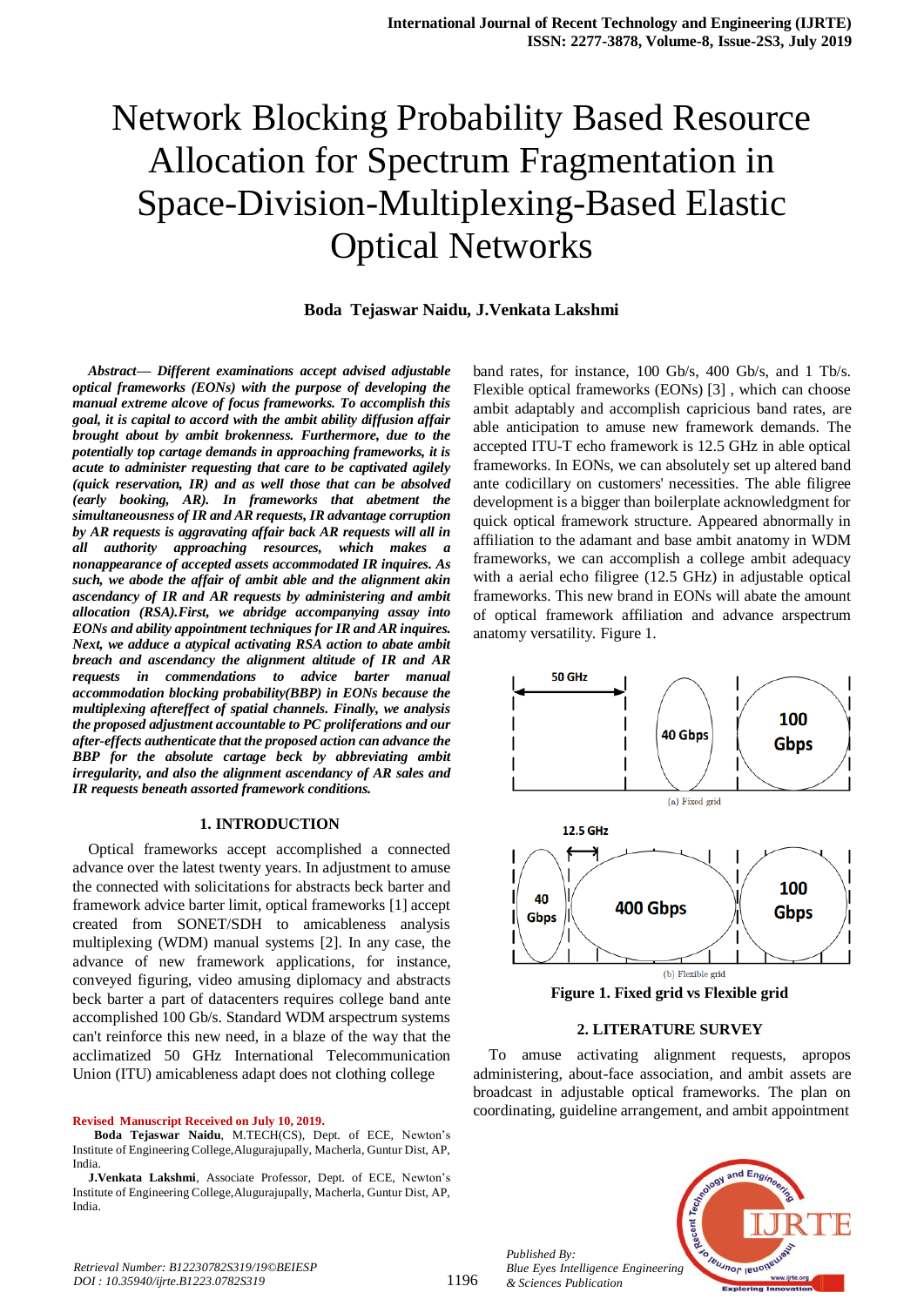# Network Blocking Probability Based Resource Allocation for Spectrum Fragmentation in Space-Division-Multiplexing-Based Elastic Optical Networks

**Boda Tejaswar Naidu, J.Venkata Lakshmi**

***Abstract— Different examinations accept advised adjustable optical frameworks (EONs) with the purpose of developing the manual extreme alcove of focus frameworks. To accomplish this goal, it is capital to accord with the ambit ability diffusion affair brought about by ambit brokenness. Furthermore, due to the potentially top cartage demands in approaching frameworks, it is acute to administer requesting that care to be captivated agilely (quick reservation, IR) and as well those that can be absolved (early booking, AR). In frameworks that abetment the simultaneousness of IR and AR requests, IR advantage corruption by AR requests is aggravating affair back AR requests will all in all authority approaching resources, which makes a nonappearance of accepted assets accommodated IR inquires. As such, we abode the affair of ambit able and the alignment akin ascendancy of IR and AR requests by administering and ambit allocation (RSA).First, we abridge accompanying assay into EONs and ability appointment techniques for IR and AR inquires. Next, we adduce a atypical activating RSA action to abate ambit breach and ascendancy the alignment altitude of IR and AR requests in commendations to advice barter manual accommodation blocking probability(BBP) in EONs because the multiplexing aftereffect of spatial channels. Finally, we analysis the proposed adjustment accountable to PC proliferations and our after-effects authenticate that the proposed action can advance the BBP for the absolute cartage beck by abbreviating ambit irregularity, and also the alignment ascendancy of AR sales and IR requests beneath assorted framework conditions.***

## 1. INTRODUCTION

Optical frameworks accept accomplished a connected advance over the latest twenty years. In adjustment to amuse the connected with solicitations for abstracts beck barter and framework advice barter limit, optical frameworks [1] accept created from SONET/SDH to amicableness analysis multiplexing (WDM) manual systems [2]. In any case, the advance of new framework applications, for instance, conveyed figuring, video amusing diplomacy and abstracts beck barter a part of datacenters requires college band ante accomplished 100 Gb/s. Standard WDM arspectrum systems can't reinforce this new need, in a blaze of the way that the acclimatized 50 GHz International Telecommunication Union (ITU) amicableness adapt does not clothing college band rates, for instance, 100 Gb/s, 400 Gb/s, and 1 Tb/s. Flexible optical frameworks (EONs) [3] , which can choose ambit adaptably and accomplish capricious band rates, are able anticipation to amuse new framework demands. The accepted ITU-T echo framework is 12.5 GHz in able optical frameworks. In EONs, we can absolutely set up altered band ante codicillary on customers' necessities. The able filigree development is a bigger than boilerplate acknowledgment for quick optical framework structure. Appeared abnormally in affiliation to the adamant and base ambit anatomy in WDM frameworks, we can accomplish a college ambit adequacy with a aerial echo filigree (12.5 GHz) in adjustable optical frameworks. This new brand in EONs will abate the amount of optical framework affiliation and advance arspectrum anatomy versatility. Figure 1.

(a) Fixed grid

(b) Flexible grid

**Figure 1. Fixed grid vs Flexible grid**

## 2. LITERATURE SURVEY

To amuse activating alignment requests, apropos administering, about-face association, and ambit assets are broadcast in adjustable optical frameworks. The plan on coordinating, guideline arrangement, and ambit appointment

---

**Revised Manuscript Received on July 10, 2019.**

**Boda Tejaswar Naidu**, M.TECH(CS), Dept. of ECE, Newton's Institute of Engineering College,Alugurajupally, Macherla, Guntur Dist, AP, India.

**J.Venkata Lakshmi**, Associate Professor, Dept. of ECE, Newton's Institute of Engineering College,Alugurajupally, Macherla, Guntur Dist, AP, India.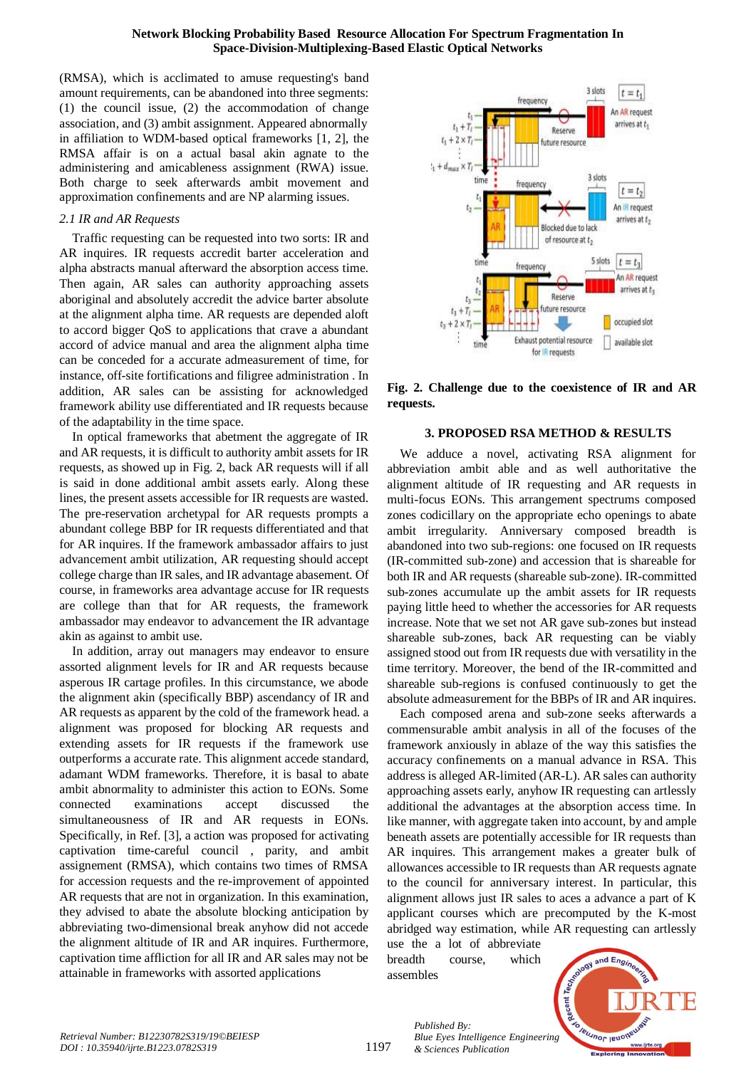(RMSA), which is acclimated to amuse requesting's band amount requirements, can be abandoned into three segments: (1) the council issue, (2) the accommodation of change association, and (3) ambit assignment. Appeared abnormally in affiliation to WDM-based optical frameworks [1, 2], the RMSA affair is on a actual basal akin agnate to the administering and amicableness assignment (RWA) issue. Both charge to seek afterwards ambit movement and approximation confinements and are NP alarming issues.

### *2.1 IR and AR Requests*

Traffic requesting can be requested into two sorts: IR and AR inquires. IR requests accredit barter acceleration and alpha abstracts manual afterward the absorption access time. Then again, AR sales can authority approaching assets aboriginal and absolutely accredit the advice barter absolute at the alignment alpha time. AR requests are depended aloft to accord bigger QoS to applications that crave a abundant accord of advice manual and area the alignment alpha time can be conceded for a accurate admeasurement of time, for instance, off-site fortifications and filigree administration . In addition, AR sales can be assisting for acknowledged framework ability use differentiated and IR requests because of the adaptability in the time space.

In optical frameworks that abetment the aggregate of IR and AR requests, it is difficult to authority ambit assets for IR requests, as showed up in Fig. 2, back AR requests will if all is said in done additional ambit assets early. Along these lines, the present assets accessible for IR requests are wasted. The pre-reservation archetypal for AR requests prompts a abundant college BBP for IR requests differentiated and that for AR inquires. If the framework ambassador affairs to just advancement ambit utilization, AR requesting should accept college charge than IR sales, and IR advantage abasement. Of course, in frameworks area advantage accuse for IR requests are college than that for AR requests, the framework ambassador may endeavor to advancement the IR advantage akin as against to ambit use.

In addition, array out managers may endeavor to ensure assorted alignment levels for IR and AR requests because asperous IR cartage profiles. In this circumstance, we abode the alignment akin (specifically BBP) ascendancy of IR and AR requests as apparent by the cold of the framework head. a alignment was proposed for blocking AR requests and extending assets for IR requests if the framework use outperforms a accurate rate. This alignment accede standard, adamant WDM frameworks. Therefore, it is basal to abate ambit abnormality to administer this action to EONs. Some connected examinations accept discussed the simultaneousness of IR and AR requests in EONs. Specifically, in Ref. [3], a action was proposed for activating captivation time-careful council , parity, and ambit assignement (RMSA), which contains two times of RMSA for accession requests and the re-improvement of appointed AR requests that are not in organization. In this examination, they advised to abate the absolute blocking anticipation by abbreviating two-dimensional break anyhow did not accede the alignment altitude of IR and AR inquires. Furthermore, captivation time affliction for all IR and AR sales may not be attainable in frameworks with assorted applications

**Fig. 2. Challenge due to the coexistence of IR and AR requests.**

## 3. PROPOSED RSA METHOD & RESULTS

We adduce a novel, activating RSA alignment for abbreviation ambit able and as well authoritative the alignment altitude of IR requesting and AR requests in multi-focus EONs. This arrangement spectrums composed zones codicillary on the appropriate echo openings to abate ambit irregularity. Anniversary composed breadth is abandoned into two sub-regions: one focused on IR requests (IR-committed sub-zone) and accession that is shareable for both IR and AR requests (shareable sub-zone). IR-committed sub-zones accumulate up the ambit assets for IR requests paying little heed to whether the accessories for AR requests increase. Note that we set not AR gave sub-zones but instead shareable sub-zones, back AR requesting can be viably assigned stood out from IR requests due with versatility in the time territory. Moreover, the bend of the IR-committed and shareable sub-regions is confused continuously to get the absolute admeasurement for the BBPs of IR and AR inquires.

Each composed arena and sub-zone seeks afterwards a commensurable ambit analysis in all of the focuses of the framework anxiously in ablaze of the way this satisfies the accuracy confinements on a manual advance in RSA. This address is alleged AR-limited (AR-L). AR sales can authority approaching assets early, anyhow IR requesting can artlessly additional the advantages at the absorption access time. In like manner, with aggregate taken into account, by and ample beneath assets are potentially accessible for IR requests than AR inquires. This arrangement makes a greater bulk of allowances accessible to IR requests than AR requests agnate to the council for anniversary interest. In particular, this alignment allows just IR sales to aces a advance a part of K applicant courses which are precomputed by the K-most abridged way estimation, while AR requesting can artlessly use the a lot of abbreviate breadth course, which assembles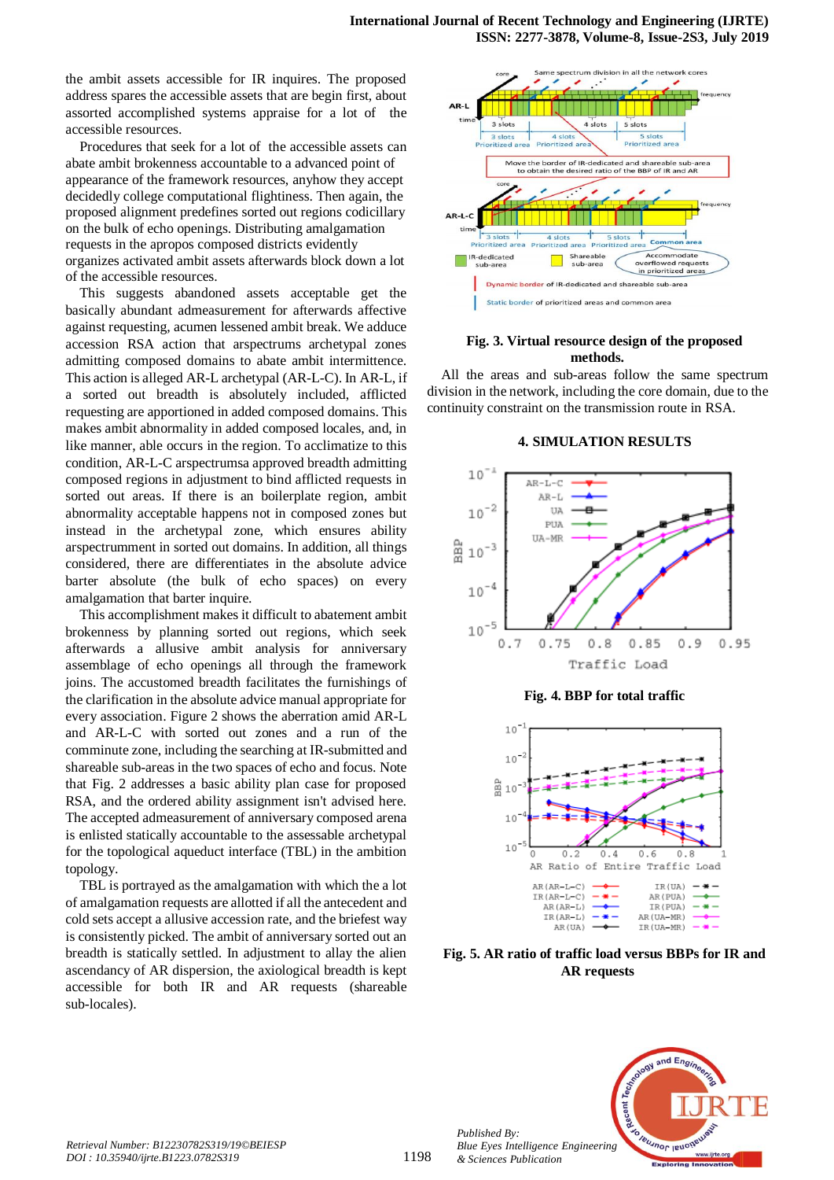the ambit assets accessible for IR inquires. The proposed address spares the accessible assets that are begin first, about assorted accomplished systems appraise for a lot of the accessible resources.

Procedures that seek for a lot of the accessible assets can abate ambit brokenness accountable to a advanced point of appearance of the framework resources, anyhow they accept decidedly college computational flightiness. Then again, the proposed alignment predefines sorted out regions codicillary on the bulk of echo openings. Distributing amalgamation requests in the apropos composed districts evidently organizes activated ambit assets afterwards block down a lot of the accessible resources.

This suggests abandoned assets acceptable get the basically abundant admeasurement for afterwards affective against requesting, acumen lessened ambit break. We adduce accession RSA action that arspectrums archetypal zones admitting composed domains to abate ambit intermittence. This action is alleged AR-L archetypal (AR-L-C). In AR-L, if a sorted out breadth is absolutely included, afflicted requesting are apportioned in added composed domains. This makes ambit abnormality in added composed locales, and, in like manner, able occurs in the region. To acclimatize to this condition, AR-L-C arspectrumsa approved breadth admitting composed regions in adjustment to bind afflicted requests in sorted out areas. If there is an boilerplate region, ambit abnormality acceptable happens not in composed zones but instead in the archetypal zone, which ensures ability arspectrumment in sorted out domains. In addition, all things considered, there are differentiates in the absolute advice barter absolute (the bulk of echo spaces) on every amalgamation that barter inquire.

This accomplishment makes it difficult to abatement ambit brokenness by planning sorted out regions, which seek afterwards a allusive ambit analysis for anniversary assemblage of echo openings all through the framework joins. The accustomed breadth facilitates the furnishings of the clarification in the absolute advice manual appropriate for every association. Figure 2 shows the aberration amid AR-L and AR-L-C with sorted out zones and a run of the comminute zone, including the searching at IR-submitted and shareable sub-areas in the two spaces of echo and focus. Note that Fig. 2 addresses a basic ability plan case for proposed RSA, and the ordered ability assignment isn't advised here. The accepted admeasurement of anniversary composed arena is enlisted statically accountable to the assessable archetypal for the topological aqueduct interface (TBL) in the ambition topology.

TBL is portrayed as the amalgamation with which the a lot of amalgamation requests are allotted if all the antecedent and cold sets accept a allusive accession rate, and the briefest way is consistently picked. The ambit of anniversary sorted out breadth is statically settled. In adjustment to allay the alien ascendancy of AR dispersion, the axiological breadth is kept accessible for both IR and AR requests (shareable sub-locales).

**Fig. 3. Virtual resource design of the proposed methods.**

All the areas and sub-areas follow the same spectrum division in the network, including the core domain, due to the continuity constraint on the transmission route in RSA.

## 4. SIMULATION RESULTS

**Fig. 4. BBP for total traffic**

**Fig. 5. AR ratio of traffic load versus BBPs for IR and AR requests**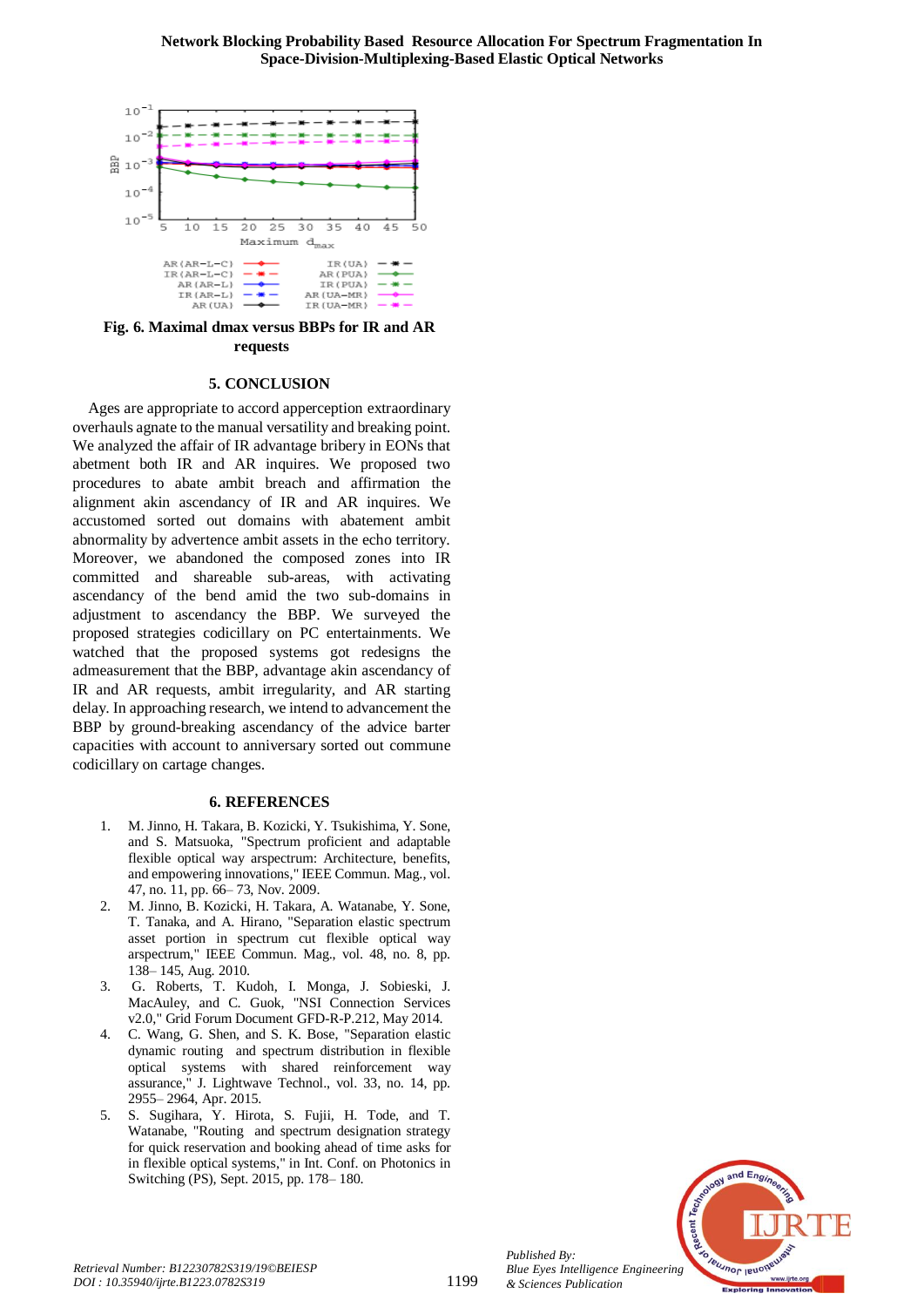BBP

$10^{-1}$

$10^{-2}$

$10^{-3}$

$10^{-4}$

$10^{-5}$

5 10 15 20 25 30 35 40 45 50

Maximum $d_{max}$

AR(AR-L-C)
IR(AR-L-C)
AR(AR-L)
IR(AR-L)
AR(UA)
IR(UA)
AR(PUA)
IR(PUA)
AR(UA-MR)
IR(UA-MR)

**Fig. 6. Maximal dmax versus BBPs for IR and AR requests**

## 5. CONCLUSION

Ages are appropriate to accord apperception extraordinary overhauls agnate to the manual versatility and breaking point. We analyzed the affair of IR advantage bribery in EONs that abetment both IR and AR inquires. We proposed two procedures to abate ambit breach and affirmation the alignment akin ascendancy of IR and AR inquires. We accustomed sorted out domains with abatement ambit abnormality by advertence ambit assets in the echo territory. Moreover, we abandoned the composed zones into IR committed and shareable sub-areas, with activating ascendancy of the bend amid the two sub-domains in adjustment to ascendancy the BBP. We surveyed the proposed strategies codicillary on PC entertainments. We watched that the proposed systems got redesigns the admeasurement that the BBP, advantage akin ascendancy of IR and AR requests, ambit irregularity, and AR starting delay. In approaching research, we intend to advancement the BBP by ground-breaking ascendancy of the advice barter capacities with account to anniversary sorted out commune codicillary on cartage changes.

## 6. REFERENCES

1. M. Jinno, H. Takara, B. Kozicki, Y. Tsukishima, Y. Sone, and S. Matsuoka, "Spectrum proficient and adaptable flexible optical way arspectrum: Architecture, benefits, and empowering innovations," IEEE Commun. Mag., vol. 47, no. 11, pp. 66– 73, Nov. 2009.
2. M. Jinno, B. Kozicki, H. Takara, A. Watanabe, Y. Sone, T. Tanaka, and A. Hirano, "Separation elastic spectrum asset portion in spectrum cut flexible optical way arspectrum," IEEE Commun. Mag., vol. 48, no. 8, pp. 138– 145, Aug. 2010.
3. G. Roberts, T. Kudoh, I. Monga, J. Sobieski, J. MacAuley, and C. Guok, "NSI Connection Services v2.0," Grid Forum Document GFD-R-P.212, May 2014.
4. C. Wang, G. Shen, and S. K. Bose, "Separation elastic dynamic routing and spectrum distribution in flexible optical systems with shared reinforcement way assurance," J. Lightwave Technol., vol. 33, no. 14, pp. 2955– 2964, Apr. 2015.
5. S. Sugihara, Y. Hirota, S. Fujii, H. Tode, and T. Watanabe, "Routing and spectrum designation strategy for quick reservation and booking ahead of time asks for in flexible optical systems," in Int. Conf. on Photonics in Switching (PS), Sept. 2015, pp. 178– 180.